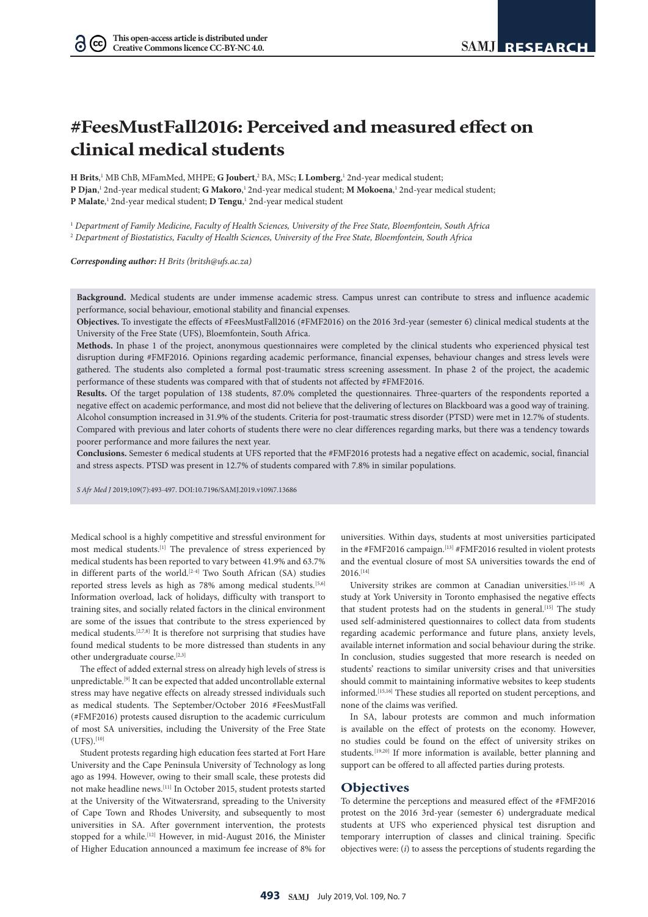# #FeesMustFall2016: Perceived and measured effect on clinical medical students

**H Brits**,[1] MB ChB, MFamMed, MHPE; **G Joubert**,[2] BA, MSc; **L Lomberg**,[1] 2nd-year medical student; **P Djan**,[1] 2nd-year medical student; **G Makoro**,[1] 2nd-year medical student; **M Mokoena**,[1] 2nd-year medical student; **P Malate**,[1] 2nd-year medical student; **D Tengu**,[1] 2nd-year medical student

[1] *Department of Family Medicine, Faculty of Health Sciences, University of the Free State, Bloemfontein, South Africa*
[2] *Department of Biostatistics, Faculty of Health Sciences, University of the Free State, Bloemfontein, South Africa*

***Corresponding author:*** *H Brits (britsh@ufs.ac.za)*

**Background.** Medical students are under immense academic stress. Campus unrest can contribute to stress and influence academic performance, social behaviour, emotional stability and financial expenses.

**Objectives.** To investigate the effects of #FeesMustFall2016 (#FMF2016) on the 2016 3rd-year (semester 6) clinical medical students at the University of the Free State (UFS), Bloemfontein, South Africa.

**Methods.** In phase 1 of the project, anonymous questionnaires were completed by the clinical students who experienced physical test disruption during #FMF2016. Opinions regarding academic performance, financial expenses, behaviour changes and stress levels were gathered. The students also completed a formal post-traumatic stress screening assessment. In phase 2 of the project, the academic performance of these students was compared with that of students not affected by #FMF2016.

**Results.** Of the target population of 138 students, 87.0% completed the questionnaires. Three-quarters of the respondents reported a negative effect on academic performance, and most did not believe that the delivering of lectures on Blackboard was a good way of training. Alcohol consumption increased in 31.9% of the students. Criteria for post-traumatic stress disorder (PTSD) were met in 12.7% of students. Compared with previous and later cohorts of students there were no clear differences regarding marks, but there was a tendency towards poorer performance and more failures the next year.

**Conclusions.** Semester 6 medical students at UFS reported that the #FMF2016 protests had a negative effect on academic, social, financial and stress aspects. PTSD was present in 12.7% of students compared with 7.8% in similar populations.

*S Afr Med J* 2019;109(7):493-497. DOI:10.7196/SAMJ.2019.v109i7.13686

Medical school is a highly competitive and stressful environment for most medical students.[1] The prevalence of stress experienced by medical students has been reported to vary between 41.9% and 63.7% in different parts of the world.[2-4] Two South African (SA) studies reported stress levels as high as 78% among medical students.[5,6] Information overload, lack of holidays, difficulty with transport to training sites, and socially related factors in the clinical environment are some of the issues that contribute to the stress experienced by medical students.[2,7,8] It is therefore not surprising that studies have found medical students to be more distressed than students in any other undergraduate course.[2,3]

The effect of added external stress on already high levels of stress is unpredictable.[9] It can be expected that added uncontrollable external stress may have negative effects on already stressed individuals such as medical students. The September/October 2016 #FeesMustFall (#FMF2016) protests caused disruption to the academic curriculum of most SA universities, including the University of the Free State (UFS).[10]

Student protests regarding high education fees started at Fort Hare University and the Cape Peninsula University of Technology as long ago as 1994. However, owing to their small scale, these protests did not make headline news.[11] In October 2015, student protests started at the University of the Witwatersrand, spreading to the University of Cape Town and Rhodes University, and subsequently to most universities in SA. After government intervention, the protests stopped for a while.[12] However, in mid-August 2016, the Minister of Higher Education announced a maximum fee increase of 8% for universities. Within days, students at most universities participated in the #FMF2016 campaign.[13] #FMF2016 resulted in violent protests and the eventual closure of most SA universities towards the end of 2016.[14]

University strikes are common at Canadian universities.[15-18] A study at York University in Toronto emphasised the negative effects that student protests had on the students in general.[15] The study used self-administered questionnaires to collect data from students regarding academic performance and future plans, anxiety levels, available internet information and social behaviour during the strike. In conclusion, studies suggested that more research is needed on students' reactions to similar university crises and that universities should commit to maintaining informative websites to keep students informed.[15,16] These studies all reported on student perceptions, and none of the claims was verified.

In SA, labour protests are common and much information is available on the effect of protests on the economy. However, no studies could be found on the effect of university strikes on students.[19,20] If more information is available, better planning and support can be offered to all affected parties during protests.

## Objectives

To determine the perceptions and measured effect of the #FMF2016 protest on the 2016 3rd-year (semester 6) undergraduate medical students at UFS who experienced physical test disruption and temporary interruption of classes and clinical training. Specific objectives were: (*i*) to assess the perceptions of students regarding the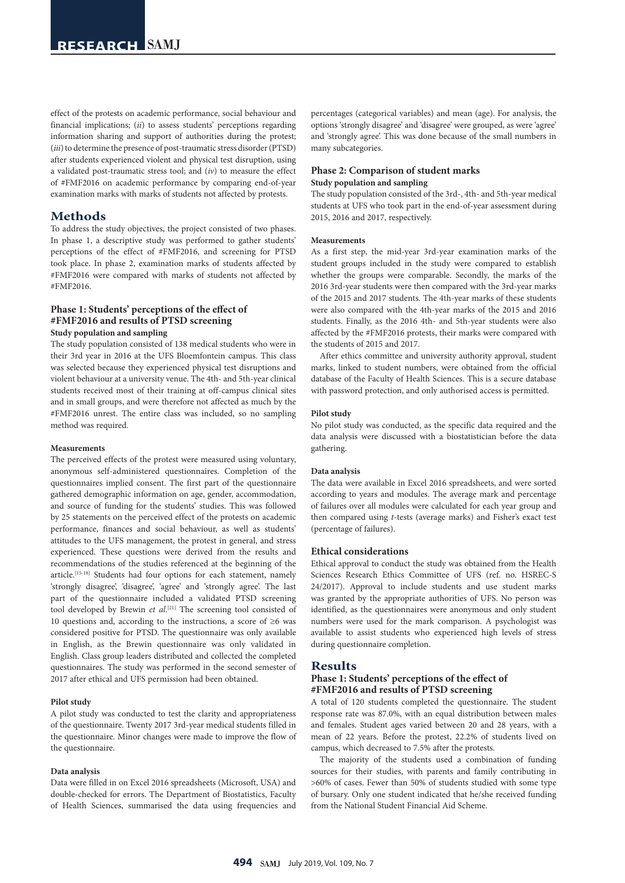effect of the protests on academic performance, social behaviour and financial implications; (*ii*) to assess students' perceptions regarding information sharing and support of authorities during the protest; (*iii*) to determine the presence of post-traumatic stress disorder (PTSD) after students experienced violent and physical test disruption, using a validated post-traumatic stress tool; and (*iv*) to measure the effect of #FMF2016 on academic performance by comparing end-of-year examination marks with marks of students not affected by protests.

## Methods

To address the study objectives, the project consisted of two phases. In phase 1, a descriptive study was performed to gather students' perceptions of the effect of #FMF2016, and screening for PTSD took place. In phase 2, examination marks of students affected by #FMF2016 were compared with marks of students not affected by #FMF2016.

### Phase 1: Students' perceptions of the effect of #FMF2016 and results of PTSD screening

#### Study population and sampling

The study population consisted of 138 medical students who were in their 3rd year in 2016 at the UFS Bloemfontein campus. This class was selected because they experienced physical test disruptions and violent behaviour at a university venue. The 4th- and 5th-year clinical students received most of their training at off-campus clinical sites and in small groups, and were therefore not affected as much by the #FMF2016 unrest. The entire class was included, so no sampling method was required.

#### Measurements

The perceived effects of the protest were measured using voluntary, anonymous self-administered questionnaires. Completion of the questionnaires implied consent. The first part of the questionnaire gathered demographic information on age, gender, accommodation, and source of funding for the students' studies. This was followed by 25 statements on the perceived effect of the protests on academic performance, finances and social behaviour, as well as students' attitudes to the UFS management, the protest in general, and stress experienced. These questions were derived from the results and recommendations of the studies referenced at the beginning of the article.[15-18] Students had four options for each statement, namely 'strongly disagree', 'disagree', 'agree' and 'strongly agree'. The last part of the questionnaire included a validated PTSD screening tool developed by Brewin *et al*.[21] The screening tool consisted of 10 questions and, according to the instructions, a score of ≥6 was considered positive for PTSD. The questionnaire was only available in English, as the Brewin questionnaire was only validated in English. Class group leaders distributed and collected the completed questionnaires. The study was performed in the second semester of 2017 after ethical and UFS permission had been obtained.

#### Pilot study

A pilot study was conducted to test the clarity and appropriateness of the questionnaire. Twenty 2017 3rd-year medical students filled in the questionnaire. Minor changes were made to improve the flow of the questionnaire.

#### Data analysis

Data were filled in on Excel 2016 spreadsheets (Microsoft, USA) and double-checked for errors. The Department of Biostatistics, Faculty of Health Sciences, summarised the data using frequencies and percentages (categorical variables) and mean (age). For analysis, the options 'strongly disagree' and 'disagree' were grouped, as were 'agree' and 'strongly agree'. This was done because of the small numbers in many subcategories.

### Phase 2: Comparison of student marks

#### Study population and sampling

The study population consisted of the 3rd-, 4th- and 5th-year medical students at UFS who took part in the end-of-year assessment during 2015, 2016 and 2017, respectively.

#### Measurements

As a first step, the mid-year 3rd-year examination marks of the student groups included in the study were compared to establish whether the groups were comparable. Secondly, the marks of the 2016 3rd-year students were then compared with the 3rd-year marks of the 2015 and 2017 students. The 4th-year marks of these students were also compared with the 4th-year marks of the 2015 and 2016 students. Finally, as the 2016 4th- and 5th-year students were also affected by the #FMF2016 protests, their marks were compared with the students of 2015 and 2017.

After ethics committee and university authority approval, student marks, linked to student numbers, were obtained from the official database of the Faculty of Health Sciences. This is a secure database with password protection, and only authorised access is permitted.

#### Pilot study

No pilot study was conducted, as the specific data required and the data analysis were discussed with a biostatistician before the data gathering.

#### Data analysis

The data were available in Excel 2016 spreadsheets, and were sorted according to years and modules. The average mark and percentage of failures over all modules were calculated for each year group and then compared using *t*-tests (average marks) and Fisher's exact test (percentage of failures).

### Ethical considerations

Ethical approval to conduct the study was obtained from the Health Sciences Research Ethics Committee of UFS (ref. no. HSREC-S 24/2017). Approval to include students and use student marks was granted by the appropriate authorities of UFS. No person was identified, as the questionnaires were anonymous and only student numbers were used for the mark comparison. A psychologist was available to assist students who experienced high levels of stress during questionnaire completion.

## Results

### Phase 1: Students' perceptions of the effect of #FMF2016 and results of PTSD screening

A total of 120 students completed the questionnaire. The student response rate was 87.0%, with an equal distribution between males and females. Student ages varied between 20 and 28 years, with a mean of 22 years. Before the protest, 22.2% of students lived on campus, which decreased to 7.5% after the protests.

The majority of the students used a combination of funding sources for their studies, with parents and family contributing in >60% of cases. Fewer than 50% of students studied with some type of bursary. Only one student indicated that he/she received funding from the National Student Financial Aid Scheme.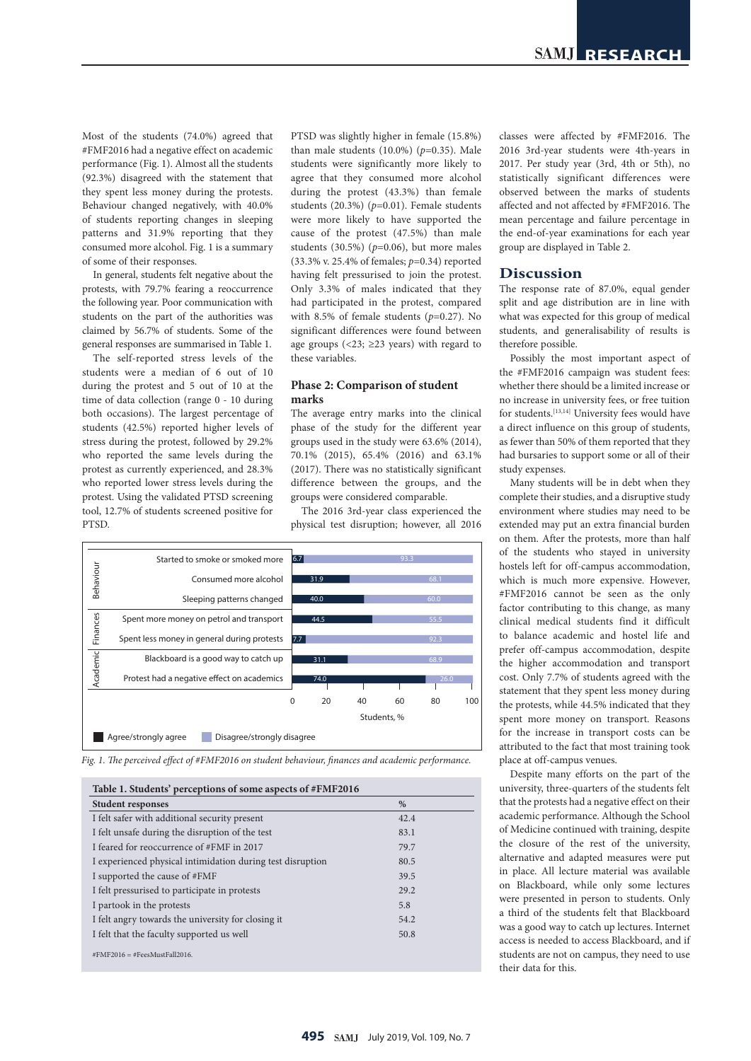Most of the students (74.0%) agreed that #FMF2016 had a negative effect on academic performance (Fig. 1). Almost all the students (92.3%) disagreed with the statement that they spent less money during the protests. Behaviour changed negatively, with 40.0% of students reporting changes in sleeping patterns and 31.9% reporting that they consumed more alcohol. Fig. 1 is a summary of some of their responses.

In general, students felt negative about the protests, with 79.7% fearing a reoccurrence the following year. Poor communication with students on the part of the authorities was claimed by 56.7% of students. Some of the general responses are summarised in Table 1.

The self-reported stress levels of the students were a median of 6 out of 10 during the protest and 5 out of 10 at the time of data collection (range 0 - 10 during both occasions). The largest percentage of students (42.5%) reported higher levels of stress during the protest, followed by 29.2% who reported the same levels during the protest as currently experienced, and 28.3% who reported lower stress levels during the protest. Using the validated PTSD screening tool, 12.7% of students screened positive for PTSD.

PTSD was slightly higher in female (15.8%) than male students (10.0%) ($p$=0.35). Male students were significantly more likely to agree that they consumed more alcohol during the protest (43.3%) than female students (20.3%) ($p$=0.01). Female students were more likely to have supported the cause of the protest (47.5%) than male students (30.5%) ($p$=0.06), but more males (33.3% v. 25.4% of females; $p$=0.34) reported having felt pressurised to join the protest. Only 3.3% of males indicated that they had participated in the protest, compared with 8.5% of female students ($p$=0.27). No significant differences were found between age groups (<23; ≥23 years) with regard to these variables.

### Phase 2: Comparison of student marks

The average entry marks into the clinical phase of the study for the different year groups used in the study were 63.6% (2014), 70.1% (2015), 65.4% (2016) and 63.1% (2017). There was no statistically significant difference between the groups, and the groups were considered comparable.

The 2016 3rd-year class experienced the physical test disruption; however, all 2016 classes were affected by #FMF2016. The 2016 3rd-year students were 4th-years in 2017. Per study year (3rd, 4th or 5th), no statistically significant differences were observed between the marks of students affected and not affected by #FMF2016. The mean percentage and failure percentage in the end-of-year examinations for each year group are displayed in Table 2.

| Category | Item | Agree/strongly agree (%) | Disagree/strongly disagree (%) |
|---|---|---|---|
| Behaviour | Started to smoke or smoked more | 6.7 | 93.3 |
| Behaviour | Consumed more alcohol | 31.9 | 68.1 |
| Behaviour | Sleeping patterns changed | 40.0 | 60.0 |
| Finances | Spent more money on petrol and transport | 44.5 | 55.5 |
| Finances | Spent less money in general during protests | 7.7 | 92.3 |
| Academic | Blackboard is a good way to catch up | 31.1 | 68.9 |
| Academic | Protest had a negative effect on academics | 74.0 | 26.0 |

*Fig. 1. The perceived effect of #FMF2016 on student behaviour, finances and academic performance.*

**Table 1. Students' perceptions of some aspects of #FMF2016**

| Student responses | % |
|---|---|
| I felt safer with additional security present | 42.4 |
| I felt unsafe during the disruption of the test | 83.1 |
| I feared for reoccurrence of #FMF in 2017 | 79.7 |
| I experienced physical intimidation during test disruption | 80.5 |
| I supported the cause of #FMF | 39.5 |
| I felt pressurised to participate in protests | 29.2 |
| I partook in the protests | 5.8 |
| I felt angry towards the university for closing it | 54.2 |
| I felt that the faculty supported us well | 50.8 |

#FMF2016 = #FeesMustFall2016.

## Discussion

The response rate of 87.0%, equal gender split and age distribution are in line with what was expected for this group of medical students, and generalisability of results is therefore possible.

Possibly the most important aspect of the #FMF2016 campaign was student fees: whether there should be a limited increase or no increase in university fees, or free tuition for students.[13,14] University fees would have a direct influence on this group of students, as fewer than 50% of them reported that they had bursaries to support some or all of their study expenses.

Many students will be in debt when they complete their studies, and a disruptive study environment where studies may need to be extended may put an extra financial burden on them. After the protests, more than half of the students who stayed in university hostels left for off-campus accommodation, which is much more expensive. However, #FMF2016 cannot be seen as the only factor contributing to this change, as many clinical medical students find it difficult to balance academic and hostel life and prefer off-campus accommodation, despite the higher accommodation and transport cost. Only 7.7% of students agreed with the statement that they spent less money during the protests, while 44.5% indicated that they spent more money on transport. Reasons for the increase in transport costs can be attributed to the fact that most training took place at off-campus venues.

Despite many efforts on the part of the university, three-quarters of the students felt that the protests had a negative effect on their academic performance. Although the School of Medicine continued with training, despite the closure of the rest of the university, alternative and adapted measures were put in place. All lecture material was available on Blackboard, while only some lectures were presented in person to students. Only a third of the students felt that Blackboard was a good way to catch up lectures. Internet access is needed to access Blackboard, and if students are not on campus, they need to use their data for this.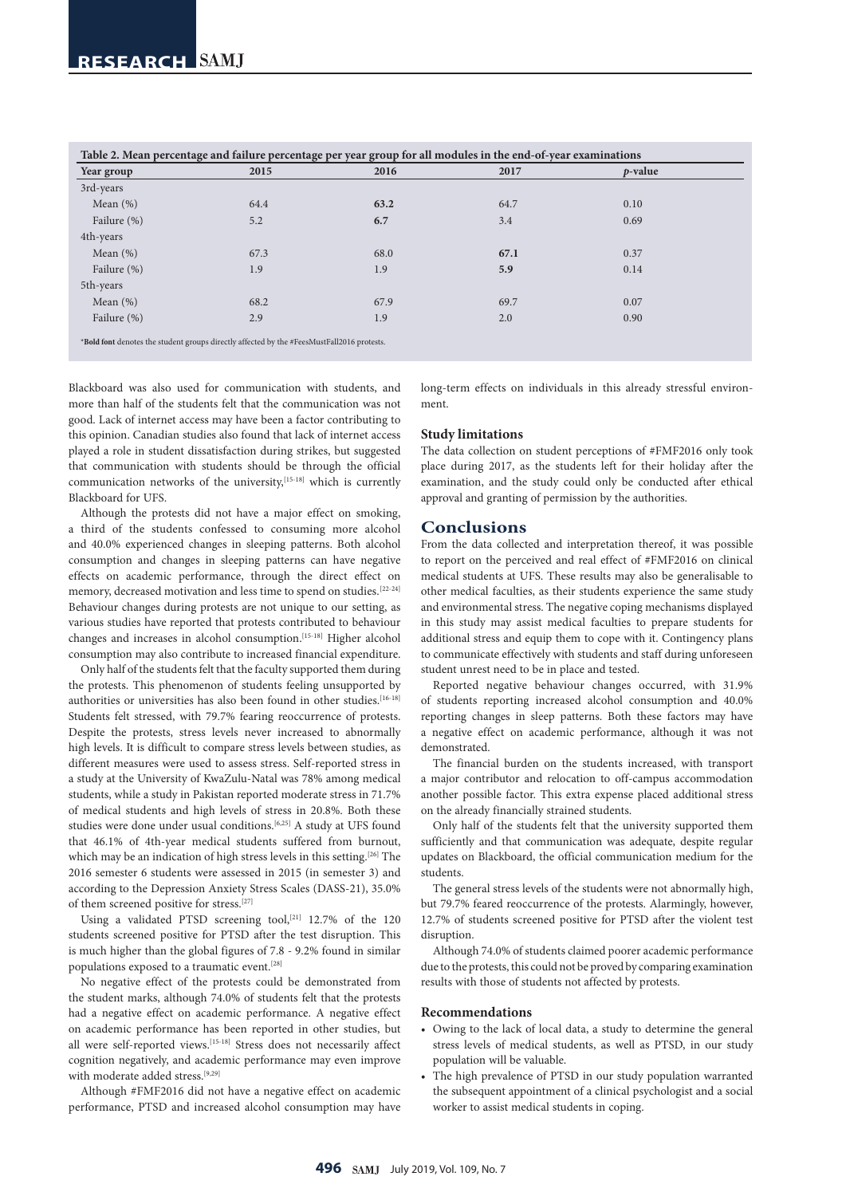**Table 2. Mean percentage and failure percentage per year group for all modules in the end-of-year examinations**

| Year group | 2015 | 2016 | 2017 | *p*-value |
|---|---|---|---|---|
| 3rd-years | | | | |
| Mean (%) | 64.4 | **63.2** | 64.7 | 0.10 |
| Failure (%) | 5.2 | **6.7** | 3.4 | 0.69 |
| 4th-years | | | | |
| Mean (%) | 67.3 | 68.0 | **67.1** | 0.37 |
| Failure (%) | 1.9 | 1.9 | **5.9** | 0.14 |
| 5th-years | | | | |
| Mean (%) | 68.2 | 67.9 | 69.7 | 0.07 |
| Failure (%) | 2.9 | 1.9 | 2.0 | 0.90 |

*__Bold font__ denotes the student groups directly affected by the #FeesMustFall2016 protests.

Blackboard was also used for communication with students, and more than half of the students felt that the communication was not good. Lack of internet access may have been a factor contributing to this opinion. Canadian studies also found that lack of internet access played a role in student dissatisfaction during strikes, but suggested that communication with students should be through the official communication networks of the university,[15-18] which is currently Blackboard for UFS.

Although the protests did not have a major effect on smoking, a third of the students confessed to consuming more alcohol and 40.0% experienced changes in sleeping patterns. Both alcohol consumption and changes in sleeping patterns can have negative effects on academic performance, through the direct effect on memory, decreased motivation and less time to spend on studies.[22-24] Behaviour changes during protests are not unique to our setting, as various studies have reported that protests contributed to behaviour changes and increases in alcohol consumption.[15-18] Higher alcohol consumption may also contribute to increased financial expenditure.

Only half of the students felt that the faculty supported them during the protests. This phenomenon of students feeling unsupported by authorities or universities has also been found in other studies.[16-18] Students felt stressed, with 79.7% fearing reoccurrence of protests. Despite the protests, stress levels never increased to abnormally high levels. It is difficult to compare stress levels between studies, as different measures were used to assess stress. Self-reported stress in a study at the University of KwaZulu-Natal was 78% among medical students, while a study in Pakistan reported moderate stress in 71.7% of medical students and high levels of stress in 20.8%. Both these studies were done under usual conditions.[6,25] A study at UFS found that 46.1% of 4th-year medical students suffered from burnout, which may be an indication of high stress levels in this setting.[26] The 2016 semester 6 students were assessed in 2015 (in semester 3) and according to the Depression Anxiety Stress Scales (DASS-21), 35.0% of them screened positive for stress.[27]

Using a validated PTSD screening tool,[21] 12.7% of the 120 students screened positive for PTSD after the test disruption. This is much higher than the global figures of 7.8 - 9.2% found in similar populations exposed to a traumatic event.[28]

No negative effect of the protests could be demonstrated from the student marks, although 74.0% of students felt that the protests had a negative effect on academic performance. A negative effect on academic performance has been reported in other studies, but all were self-reported views.[15-18] Stress does not necessarily affect cognition negatively, and academic performance may even improve with moderate added stress.[9,29]

Although #FMF2016 did not have a negative effect on academic performance, PTSD and increased alcohol consumption may have long-term effects on individuals in this already stressful environment.

### Study limitations

The data collection on student perceptions of #FMF2016 only took place during 2017, as the students left for their holiday after the examination, and the study could only be conducted after ethical approval and granting of permission by the authorities.

## Conclusions

From the data collected and interpretation thereof, it was possible to report on the perceived and real effect of #FMF2016 on clinical medical students at UFS. These results may also be generalisable to other medical faculties, as their students experience the same study and environmental stress. The negative coping mechanisms displayed in this study may assist medical faculties to prepare students for additional stress and equip them to cope with it. Contingency plans to communicate effectively with students and staff during unforeseen student unrest need to be in place and tested.

Reported negative behaviour changes occurred, with 31.9% of students reporting increased alcohol consumption and 40.0% reporting changes in sleep patterns. Both these factors may have a negative effect on academic performance, although it was not demonstrated.

The financial burden on the students increased, with transport a major contributor and relocation to off-campus accommodation another possible factor. This extra expense placed additional stress on the already financially strained students.

Only half of the students felt that the university supported them sufficiently and that communication was adequate, despite regular updates on Blackboard, the official communication medium for the students.

The general stress levels of the students were not abnormally high, but 79.7% feared reoccurrence of the protests. Alarmingly, however, 12.7% of students screened positive for PTSD after the violent test disruption.

Although 74.0% of students claimed poorer academic performance due to the protests, this could not be proved by comparing examination results with those of students not affected by protests.

### Recommendations

- Owing to the lack of local data, a study to determine the general stress levels of medical students, as well as PTSD, in our study population will be valuable.
- The high prevalence of PTSD in our study population warranted the subsequent appointment of a clinical psychologist and a social worker to assist medical students in coping.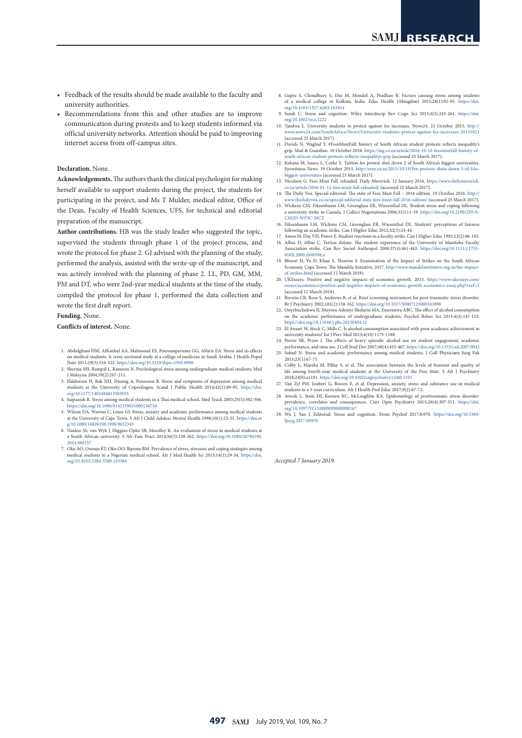- Feedback of the results should be made available to the faculty and university authorities.
- Recommendations from this and other studies are to improve communication during protests and to keep students informed via official university networks. Attention should be paid to improving internet access from off-campus sites.

**Declaration.** None.

**Acknowledgements.** The authors thank the clinical psychologist for making herself available to support students during the project, the students for participating in the project, and Ms T Mulder, medical editor, Office of the Dean, Faculty of Health Sciences, UFS, for technical and editorial preparation of the manuscript.

**Author contributions.** HB was the study leader who suggested the topic, supervised the students through phase 1 of the project process, and wrote the protocol for phase 2. GJ advised with the planning of the study, performed the analysis, assisted with the write-up of the manuscript, and was actively involved with the planning of phase 2. LL, PD, GM, MM, PM and DT, who were 2nd-year medical students at the time of the study, compiled the protocol for phase 1, performed the data collection and wrote the first draft report.

**Funding.** None.

**Conflicts of interest.** None.

1. Abdulghani HM, AlKanhal AA, Mahmoud ES, Ponnamperuma GG, Alfaris EA. Stress and its effects on medical students: A cross-sectional study at a college of medicine in Saudi Arabia. J Health Popul Nutr 2011;29(5):516-522. https://doi.org/10.3329/jhpn.v29i5.8906
2. Sherina MS, Rampal L, Kaneson N. Psychological stress among undergraduate medical students. Med J Malaysia 2004;59(2):207-211.
3. Haldorsen H, Bak NH, Dissing A, Petersson B. Stress and symptoms of depression among medical students at the University of Copenhagen. Scand J Public Health 2014;42(1):89-95. https://doi.org/10.1177/1403494813503055
4. Saipanish R. Stress among medical students in a Thai medical school. Med Teach 2003;25(5):502-506. https://doi.org/10.1080/0142159031000136716
5. Wilson DA, Warton C, Louw GJ. Stress, anxiety and academic performance among medical students at the University of Cape Town. S Afr J Child Adolesc Mental Health 1998;10(1):23-31. https://doi.org/10.1080/16826108.1998.9632343
6. Naidoo SS, van Wyk J, Higgins-Opitz SB, Moodley K. An evaluation of stress in medical students at a South African university. S Afr Fam Pract 2014;56(5):258-262. https://doi.org/10.1080/20786190.2014.980157
7. Oku AO, Owoaje ET, Oku OO, Ikpeme BM. Prevalence of stress, stressors and coping strategies among medical students in a Nigerian medical school. Afr J Med Health Sci 2015;14(1):29-34. https://doi.org/10.4103/2384-5589.153384
8. Gupta S, Choudhury S, Das M, Mondol A, Pradhan R. Factors causing stress among students of a medical college in Kolkata, India. Educ Health (Abingdon) 2015;28(1):92-95. https://doi.org/10.4103/1357-6283.161924
9. Sandi C. Stress and cognition. Wiley Interdiscip Rev Cogn Sci 2013;4(3):245-261. https://doi.org/10.1002/wcs.1222
10. Tandwa L. University students to protest against fee increases. News24. 21 October 2015. http://www.news24.com/SouthAfrica/News/University-students-protest-against-fee-increases-20151021 (accessed 25 March 2017).
11. Davids N, Waghid Y. #FeesMustFall: history of South African student protests reflects inequality's grip. Mail & Guardian. 10 October 2016. https://mg.co.za/article/2016-10-10-feesmustfall-history-of-south-african-student-protests-reflects-inequalitys-grip (accessed 25 March 2017).
12. Kekana M, Isaacs L, Corke E. Tuition fee protest shut down 2 of South Africa's biggest universities. Eyewitness News. 19 October 2015. http://ewn.co.za/2015/10/19/Fee-protests-shuts-down-3-of-SAs-biggest-universities (accessed 25 March 2017).
13. Nicolson G. Fees Must Fall, reloaded. Daily Maverick. 12 January 2016. https://www.dailymaverick.co.za/article/2016-01-12-fees-must-fall-reloaded/ (accessed 25 March 2017).
14. The Daily Vox. Special editorial: The state of Fees Must Fall – 2016 edition. 19 October 2016. http://www.thedailyvox.co.za/special-editorial-state-fees-must-fall-2016-edition/ (accessed 25 March 2017).
15. Wickens CM, Fiksenbaum LM, Greenglass ER, Wiesenthal DL. Student stress and coping following a university strike in Canada. J Collect Negotiations 2006;31(1):1-19. https://doi.org/10.2190/2NU6-CM2D-WP3C-J0CT
16. Fiksenbaum LM, Wickens CM, Greenglass ER, Wiesenthal DL. Students' perceptions of fairness following an academic strike. Can J Higher Educ 2012;42(3):24-44.
17. Amos M, Day VH, Power E. Student reactions to a faculty strike. Can J Higher Educ 1993;23(2):86-103.
18. Albas D, Albas C. Tertius dolens: The student experience of the University of Manitoba Faculty Association strike. Can Rev Sociol Anthropol 2000;37(4):461-483. https://doi.org/10.1111/j.1755-618X.2000.tb00598.x
19. Bhorat H, Yu D, Khan S, Thorton S. Examination of the Impact of Strikes on the South African Economy. Cape Town: The Mandela Initiative, 2017. http://www.mandelainitiative.org.za/the-impact-of-strikes.html (accessed 12 March 2018).
20. UKEssays. Positive and negative impacts of economic growth. 2013. https://www.ukessays.com/essays/economics/positive-and-negative-impacts-of-economic-growth-economics-essay.php?vref=1 (accessed 12 March 2018).
21. Brewin CR, Rose S, Andrews B, et al. Brief screening instrument for post-traumatic stress disorder. Br J Psychiatry 2002;181(2):158-162. https://doi.org/10.1017/S0007125000161896
22. Onyebuchukwu JI, Muyiwa Adeniyi Sholarin MA, Emerenwa ABC. The effect of alcohol consumption on the academic performance of undergraduate students. Psychol Behav Sci 2015;4(4):147-153. https://doi.org/10.11648/j.pbs.20150404.12
23. El Ansari W, Stock C, Mills C. Is alcohol consumption associated with poor academic achievement in university students? Int J Prev Med 2013;4(10):1175-1188.
24. Porter SR, Pryor J. The effects of heavy episodic alcohol use on student engagement, academic performance, and time use. J Coll Stud Dev 2007;48(4):455-467. https://doi.org/10.1353/csd.2007.0042
25. Sohail N. Stress and academic performance among medical students. J Coll Physicians Surg Pak 2013;23(1):67-71.
26. Colby L, Mareka M, Pillay S, et al. The association between the levels of burnout and quality of life among fourth-year medical students at the University of the Free State. S Afr J Psychiatry 2018;24(0):a1101. https://doi.org/10.4102/sajpsychiatry.v24i0.1101
27. Van Zyl PM, Joubert G, Bowen E, et al. Depression, anxiety, stress and substance use in medical students in a 5-year curriculum. Afr J Health Prof Educ 2017;9(2):67-72.
28. Atwoli L, Stein DJ, Koenen KC, McLaughlin KA. Epidemiology of posttraumatic stress disorder: prevalence, correlates and consequences. Curr Opin Psychiatry 2015;28(4):307-311. https://doi.org/10.1097/YCO.0000000000000167
29. Wu J, Yan J. Editorial: Stress and cognition. Front Psychol 2017;8:970. https://doi.org/10.3389/fpsyg.2017.00970

*Accepted 7 January 2019.*